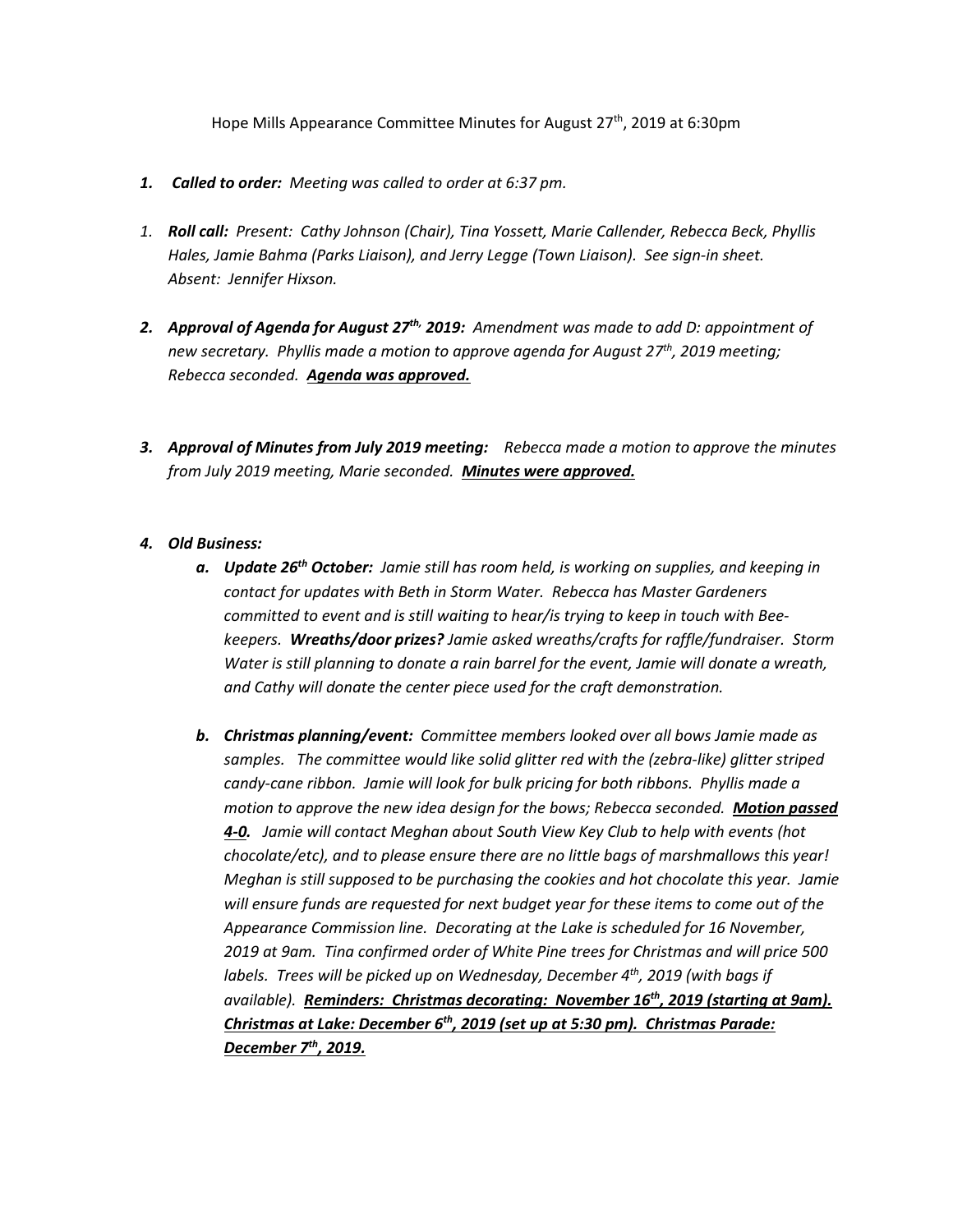Hope Mills Appearance Committee Minutes for August 27th, 2019 at 6:30pm

1. ***Called to order:*** *Meeting was called to order at 6:37 pm.*

1. ***Roll call:*** *Present: Cathy Johnson (Chair), Tina Yossett, Marie Callender, Rebecca Beck, Phyllis Hales, Jamie Bahma (Parks Liaison), and Jerry Legge (Town Liaison). See sign-in sheet. Absent: Jennifer Hixson.*

2. ***Approval of Agenda for August 27th, 2019:*** *Amendment was made to add D: appointment of new secretary. Phyllis made a motion to approve agenda for August 27th, 2019 meeting; Rebecca seconded.* ***<u>Agenda was approved.</u>***

3. ***Approval of Minutes from July 2019 meeting:*** *Rebecca made a motion to approve the minutes from July 2019 meeting, Marie seconded.* ***<u>Minutes were approved.</u>***

4. ***Old Business:***
   a. ***Update 26th October:*** *Jamie still has room held, is working on supplies, and keeping in contact for updates with Beth in Storm Water. Rebecca has Master Gardeners committed to event and is still waiting to hear/is trying to keep in touch with Bee-keepers.* ***Wreaths/door prizes?*** *Jamie asked wreaths/crafts for raffle/fundraiser. Storm Water is still planning to donate a rain barrel for the event, Jamie will donate a wreath, and Cathy will donate the center piece used for the craft demonstration.*

   b. ***Christmas planning/event:*** *Committee members looked over all bows Jamie made as samples. The committee would like solid glitter red with the (zebra-like) glitter striped candy-cane ribbon. Jamie will look for bulk pricing for both ribbons. Phyllis made a motion to approve the new idea design for the bows; Rebecca seconded.* ***<u>Motion passed 4-0.</u>*** *Jamie will contact Meghan about South View Key Club to help with events (hot chocolate/etc), and to please ensure there are no little bags of marshmallows this year! Meghan is still supposed to be purchasing the cookies and hot chocolate this year. Jamie will ensure funds are requested for next budget year for these items to come out of the Appearance Commission line. Decorating at the Lake is scheduled for 16 November, 2019 at 9am. Tina confirmed order of White Pine trees for Christmas and will price 500 labels. Trees will be picked up on Wednesday, December 4th, 2019 (with bags if available).* ***<u>Reminders: Christmas decorating: November 16th, 2019 (starting at 9am). Christmas at Lake: December 6th, 2019 (set up at 5:30 pm). Christmas Parade: December 7th, 2019.</u>***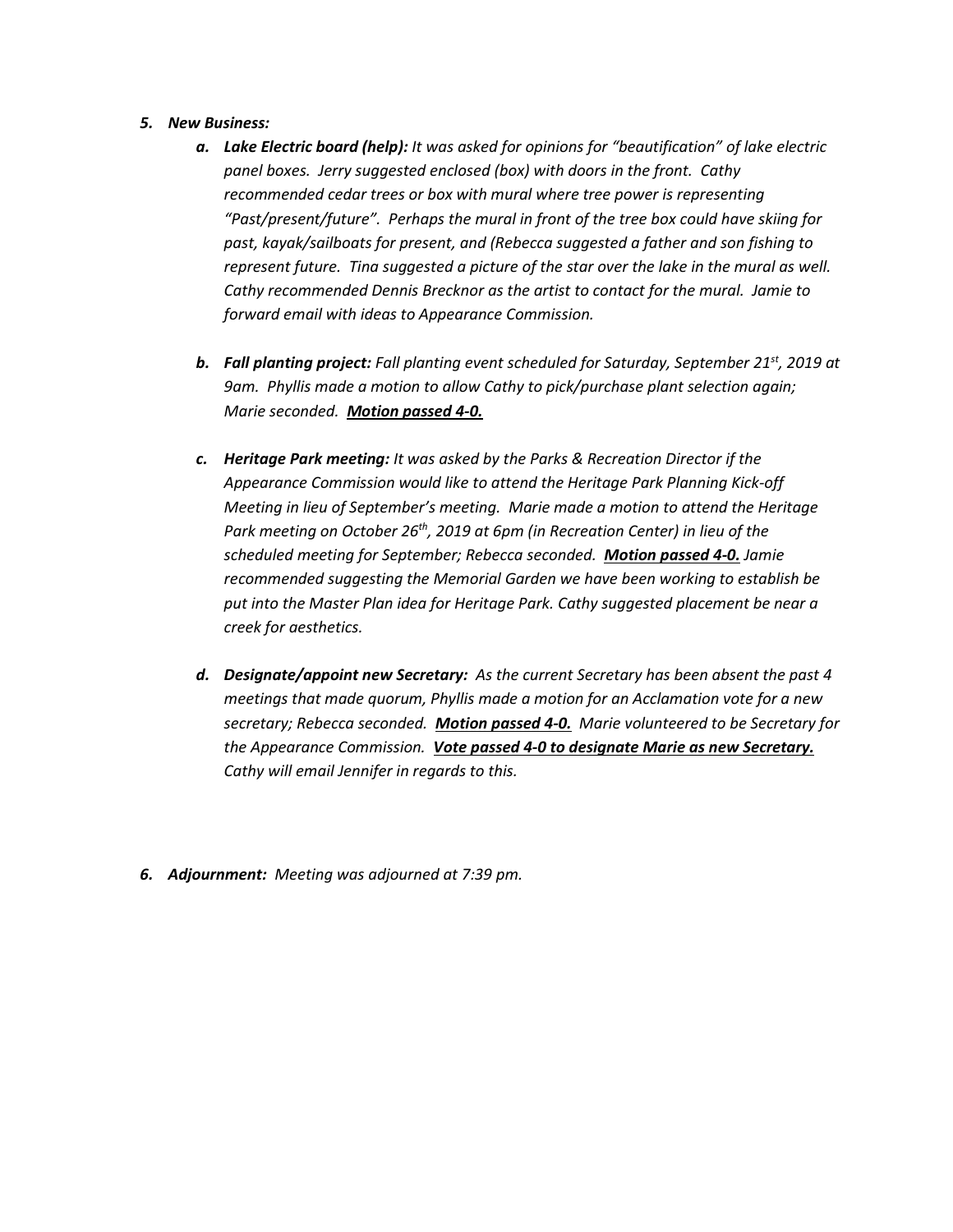5. ***New Business:***
   a. ***Lake Electric board (help):*** *It was asked for opinions for "beautification" of lake electric panel boxes. Jerry suggested enclosed (box) with doors in the front. Cathy recommended cedar trees or box with mural where tree power is representing "Past/present/future". Perhaps the mural in front of the tree box could have skiing for past, kayak/sailboats for present, and (Rebecca suggested a father and son fishing to represent future. Tina suggested a picture of the star over the lake in the mural as well. Cathy recommended Dennis Brecknor as the artist to contact for the mural. Jamie to forward email with ideas to Appearance Commission.*

   b. ***Fall planting project:*** *Fall planting event scheduled for Saturday, September 21st, 2019 at 9am. Phyllis made a motion to allow Cathy to pick/purchase plant selection again; Marie seconded.* ***<u>Motion passed 4-0.</u>***

   c. ***Heritage Park meeting:*** *It was asked by the Parks & Recreation Director if the Appearance Commission would like to attend the Heritage Park Planning Kick-off Meeting in lieu of September's meeting. Marie made a motion to attend the Heritage Park meeting on October 26th, 2019 at 6pm (in Recreation Center) in lieu of the scheduled meeting for September; Rebecca seconded.* ***<u>Motion passed 4-0.</u>*** *Jamie recommended suggesting the Memorial Garden we have been working to establish be put into the Master Plan idea for Heritage Park. Cathy suggested placement be near a creek for aesthetics.*

   d. ***Designate/appoint new Secretary:*** *As the current Secretary has been absent the past 4 meetings that made quorum, Phyllis made a motion for an Acclamation vote for a new secretary; Rebecca seconded.* ***<u>Motion passed 4-0.</u>*** *Marie volunteered to be Secretary for the Appearance Commission.* ***<u>Vote passed 4-0 to designate Marie as new Secretary.</u>*** *Cathy will email Jennifer in regards to this.*

6. ***Adjournment:*** *Meeting was adjourned at 7:39 pm.*